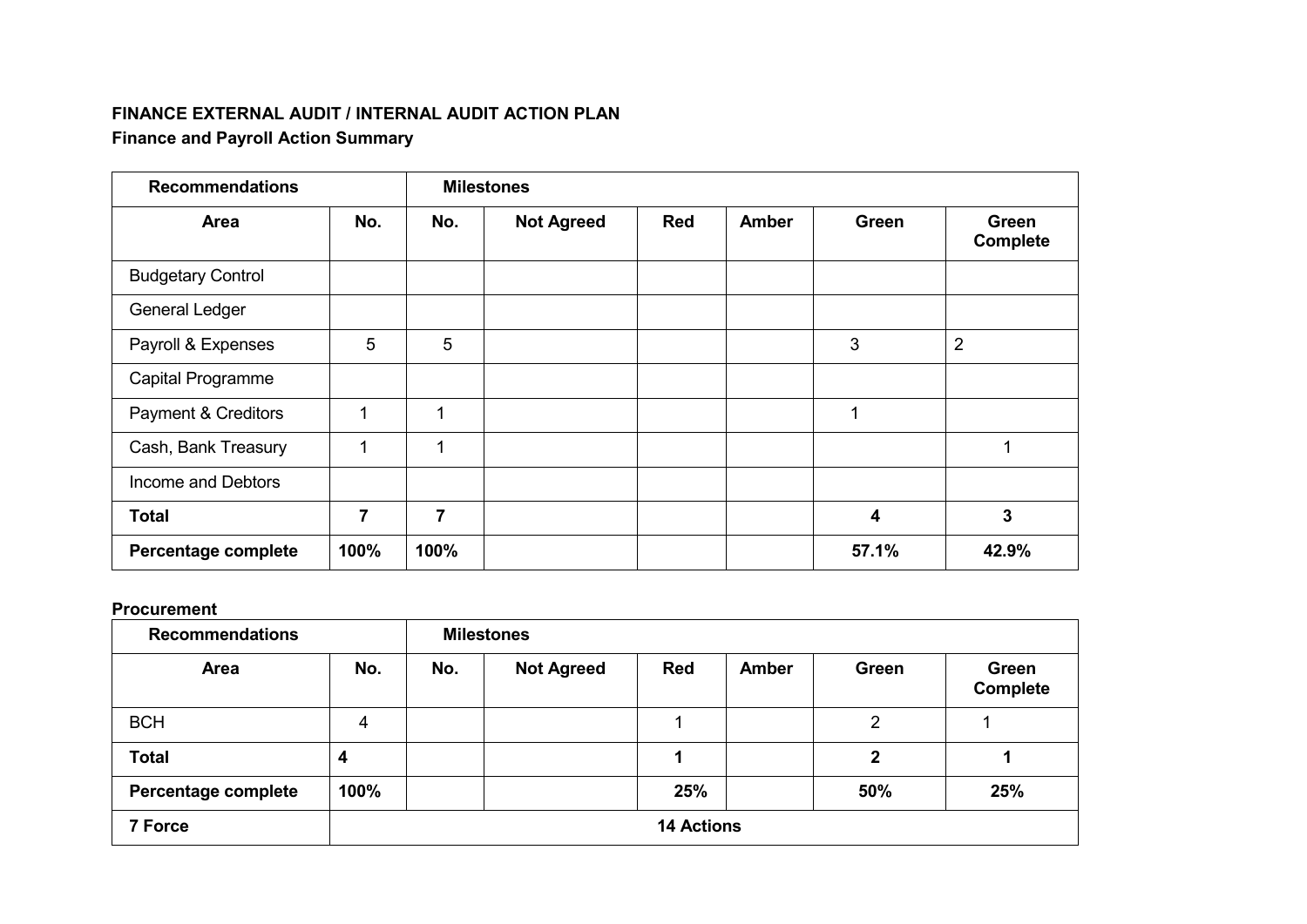**FINANCE EXTERNAL AUDIT / INTERNAL AUDIT ACTION PLAN**

**Finance and Payroll Action Summary**

| **Recommendations** | | **Milestones** | | | | | |
|---|---|---|---|---|---|---|---|
| **Area** | **No.** | **No.** | **Not Agreed** | **Red** | **Amber** | **Green** | **Green Complete** |
| Budgetary Control | | | | | | | |
| General Ledger | | | | | | | |
| Payroll & Expenses | 5 | 5 | | | | 3 | 2 |
| Capital Programme | | | | | | | |
| Payment & Creditors | 1 | 1 | | | | 1 | |
| Cash, Bank Treasury | 1 | 1 | | | | | 1 |
| Income and Debtors | | | | | | | |
| **Total** | **7** | **7** | | | | **4** | **3** |
| **Percentage complete** | **100%** | **100%** | | | | **57.1%** | **42.9%** |

**Procurement**

| **Recommendations** | | **Milestones** | | | | | |
|---|---|---|---|---|---|---|---|
| **Area** | **No.** | **No.** | **Not Agreed** | **Red** | **Amber** | **Green** | **Green Complete** |
| BCH | 4 | | | 1 | | 2 | 1 |
| **Total** | **4** | | | **1** | | **2** | **1** |
| **Percentage complete** | **100%** | | | **25%** | | **50%** | **25%** |
| **7 Force** | **14 Actions** | | | | | | |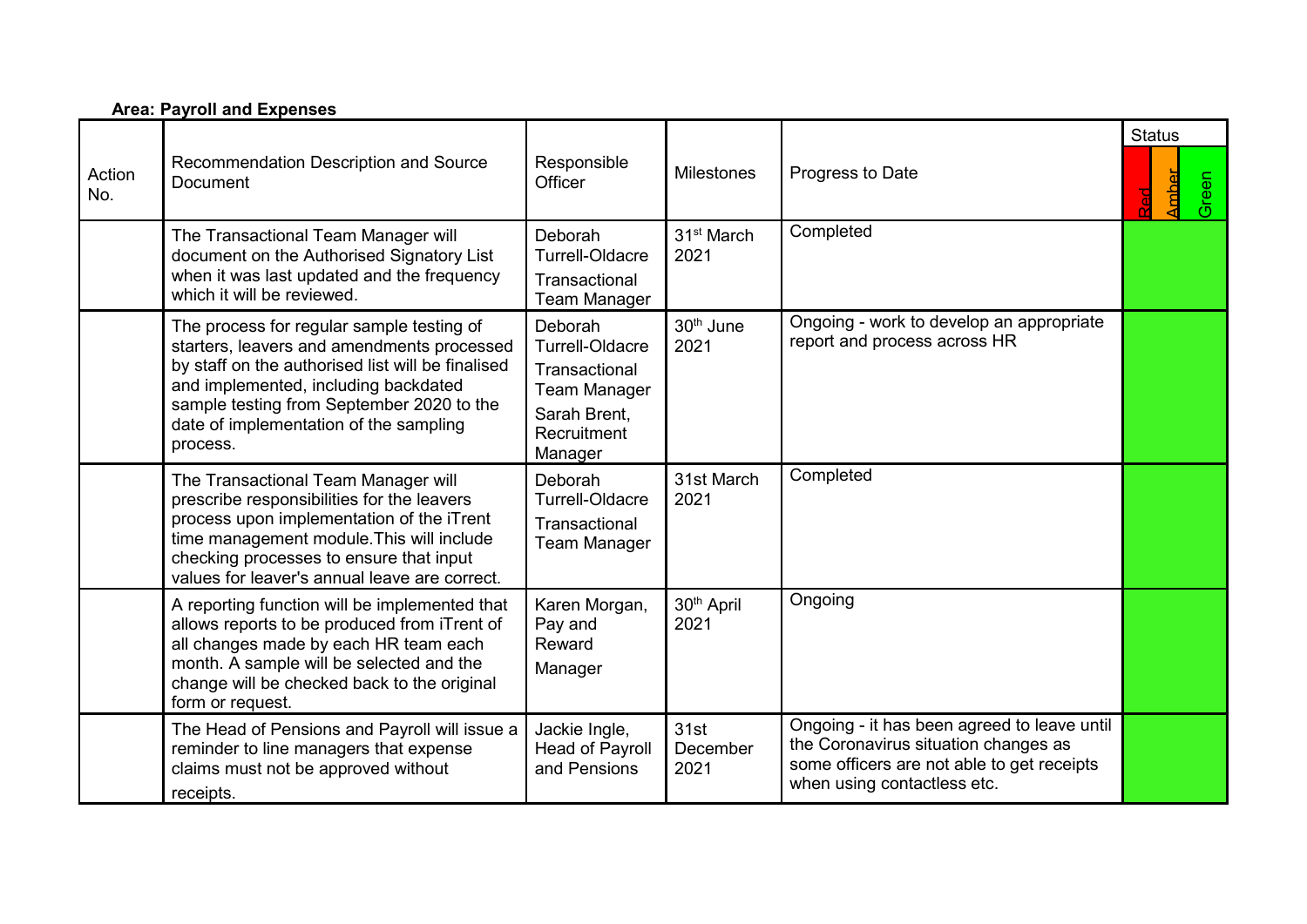**Area: Payroll and Expenses**

| Action No. | Recommendation Description and Source Document | Responsible Officer | Milestones | Progress to Date | Status: Red | Status: Amber | Status: Green |
|---|---|---|---|---|---|---|---|
| | The Transactional Team Manager will document on the Authorised Signatory List when it was last updated and the frequency which it will be reviewed. | Deborah Turrell-Oldacre Transactional Team Manager | 31st March 2021 | Completed | | | Green |
| | The process for regular sample testing of starters, leavers and amendments processed by staff on the authorised list will be finalised and implemented, including backdated sample testing from September 2020 to the date of implementation of the sampling process. | Deborah Turrell-Oldacre Transactional Team Manager Sarah Brent, Recruitment Manager | 30th June 2021 | Ongoing - work to develop an appropriate report and process across HR | | | Green |
| | The Transactional Team Manager will prescribe responsibilities for the leavers process upon implementation of the iTrent time management module.This will include checking processes to ensure that input values for leaver's annual leave are correct. | Deborah Turrell-Oldacre Transactional Team Manager | 31st March 2021 | Completed | | | Green |
| | A reporting function will be implemented that allows reports to be produced from iTrent of all changes made by each HR team each month. A sample will be selected and the change will be checked back to the original form or request. | Karen Morgan, Pay and Reward Manager | 30th April 2021 | Ongoing | | | Green |
| | The Head of Pensions and Payroll will issue a reminder to line managers that expense claims must not be approved without receipts. | Jackie Ingle, Head of Payroll and Pensions | 31st December 2021 | Ongoing - it has been agreed to leave until the Coronavirus situation changes as some officers are not able to get receipts when using contactless etc. | | | Green |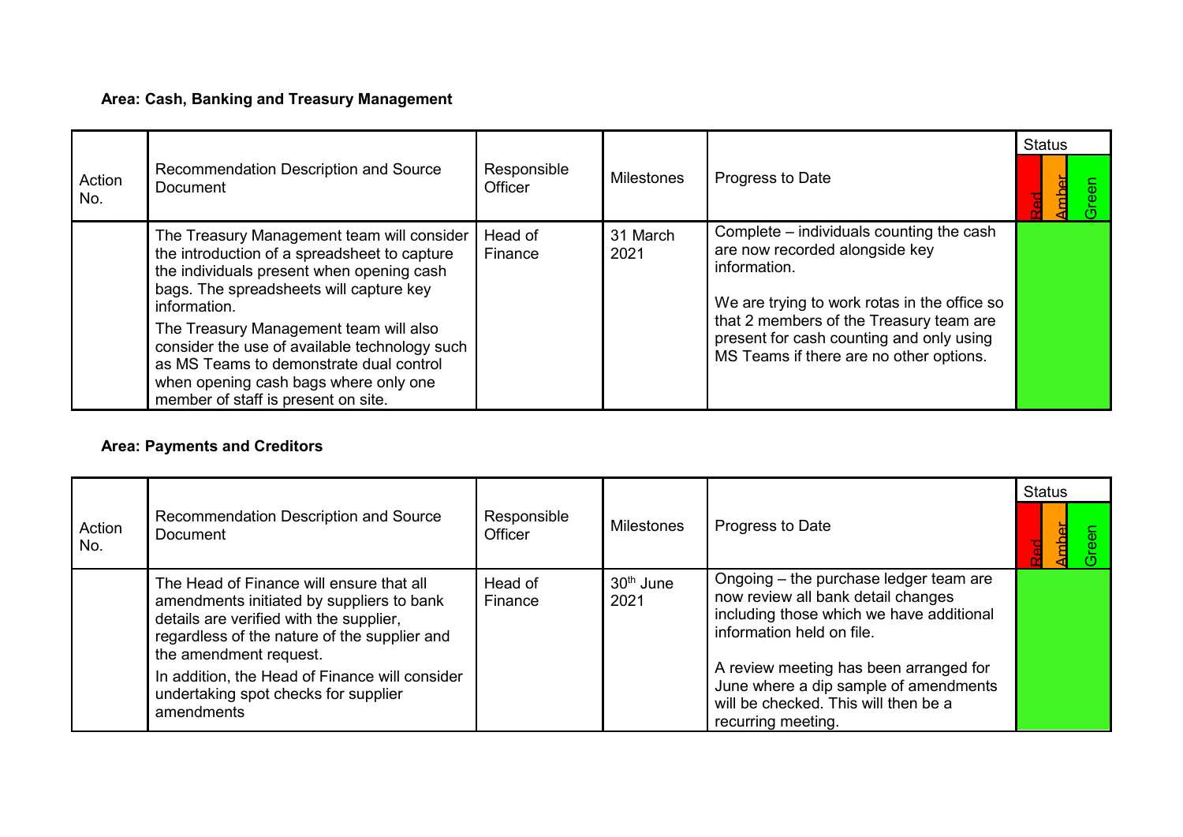**Area: Cash, Banking and Treasury Management**

| Action No. | Recommendation Description and Source Document | Responsible Officer | Milestones | Progress to Date | Status | | |
|---|---|---|---|---|---|---|---|
| | | | | | Red | Amber | Green |
| | The Treasury Management team will consider the introduction of a spreadsheet to capture the individuals present when opening cash bags. The spreadsheets will capture key information.<br>The Treasury Management team will also consider the use of available technology such as MS Teams to demonstrate dual control when opening cash bags where only one member of staff is present on site. | Head of Finance | 31 March 2021 | Complete – individuals counting the cash are now recorded alongside key information.<br><br>We are trying to work rotas in the office so that 2 members of the Treasury team are present for cash counting and only using MS Teams if there are no other options. | | | Green |

**Area: Payments and Creditors**

| Action No. | Recommendation Description and Source Document | Responsible Officer | Milestones | Progress to Date | Status | | |
|---|---|---|---|---|---|---|---|
| | | | | | Red | Amber | Green |
| | The Head of Finance will ensure that all amendments initiated by suppliers to bank details are verified with the supplier, regardless of the nature of the supplier and the amendment request.<br>In addition, the Head of Finance will consider undertaking spot checks for supplier amendments | Head of Finance | 30th June 2021 | Ongoing – the purchase ledger team are now review all bank detail changes including those which we have additional information held on file.<br><br>A review meeting has been arranged for June where a dip sample of amendments will be checked. This will then be a recurring meeting. | | | Green |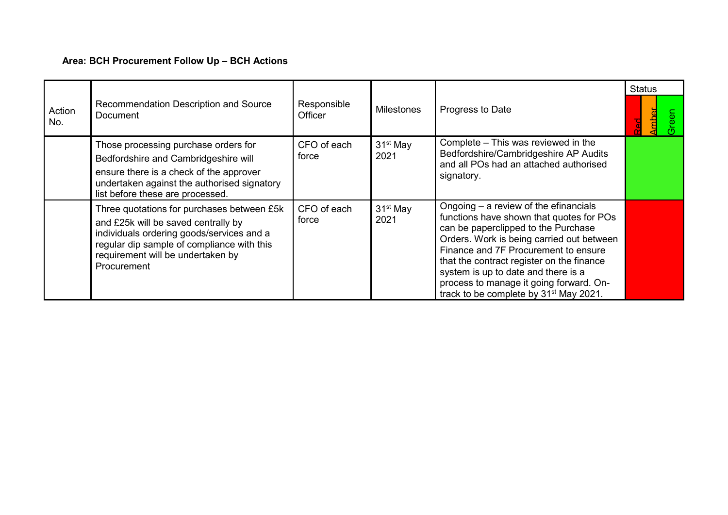**Area: BCH Procurement Follow Up – BCH Actions**

| Action No. | Recommendation Description and Source Document | Responsible Officer | Milestones | Progress to Date | Status | | |
|---|---|---|---|---|---|---|---|
| | | | | | Red | Amber | Green |
| | Those processing purchase orders for Bedfordshire and Cambridgeshire will ensure there is a check of the approver undertaken against the authorised signatory list before these are processed. | CFO of each force | 31st May 2021 | Complete – This was reviewed in the Bedfordshire/Cambridgeshire AP Audits and all POs had an attached authorised signatory. | | | Green |
| | Three quotations for purchases between £5k and £25k will be saved centrally by individuals ordering goods/services and a regular dip sample of compliance with this requirement will be undertaken by Procurement | CFO of each force | 31st May 2021 | Ongoing – a review of the efinancials functions have shown that quotes for POs can be paperclipped to the Purchase Orders. Work is being carried out between Finance and 7F Procurement to ensure that the contract register on the finance system is up to date and there is a process to manage it going forward. On-track to be complete by 31st May 2021. | Red | | |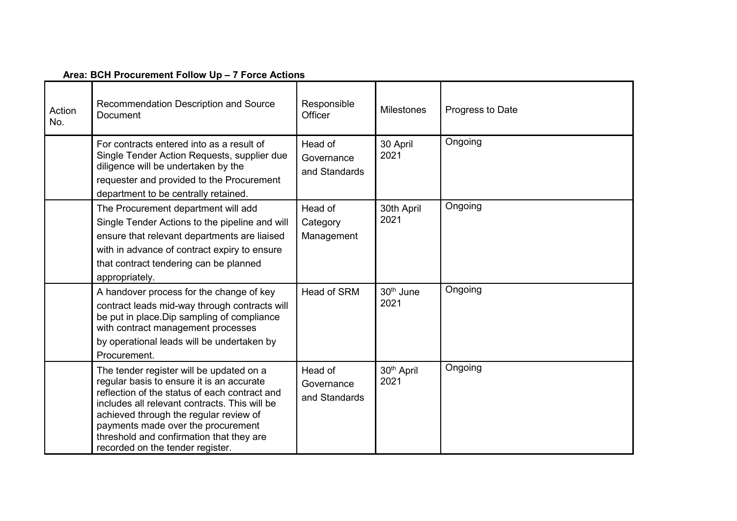**Area: BCH Procurement Follow Up – 7 Force Actions**

| Action No. | Recommendation Description and Source Document | Responsible Officer | Milestones | Progress to Date |
|---|---|---|---|---|
| | For contracts entered into as a result of Single Tender Action Requests, supplier due diligence will be undertaken by the requester and provided to the Procurement department to be centrally retained. | Head of Governance and Standards | 30 April 2021 | Ongoing |
| | The Procurement department will add Single Tender Actions to the pipeline and will ensure that relevant departments are liaised with in advance of contract expiry to ensure that contract tendering can be planned appropriately. | Head of Category Management | 30th April 2021 | Ongoing |
| | A handover process for the change of key contract leads mid-way through contracts will be put in place.Dip sampling of compliance with contract management processes by operational leads will be undertaken by Procurement. | Head of SRM | 30th June 2021 | Ongoing |
| | The tender register will be updated on a regular basis to ensure it is an accurate reflection of the status of each contract and includes all relevant contracts. This will be achieved through the regular review of payments made over the procurement threshold and confirmation that they are recorded on the tender register. | Head of Governance and Standards | 30th April 2021 | Ongoing |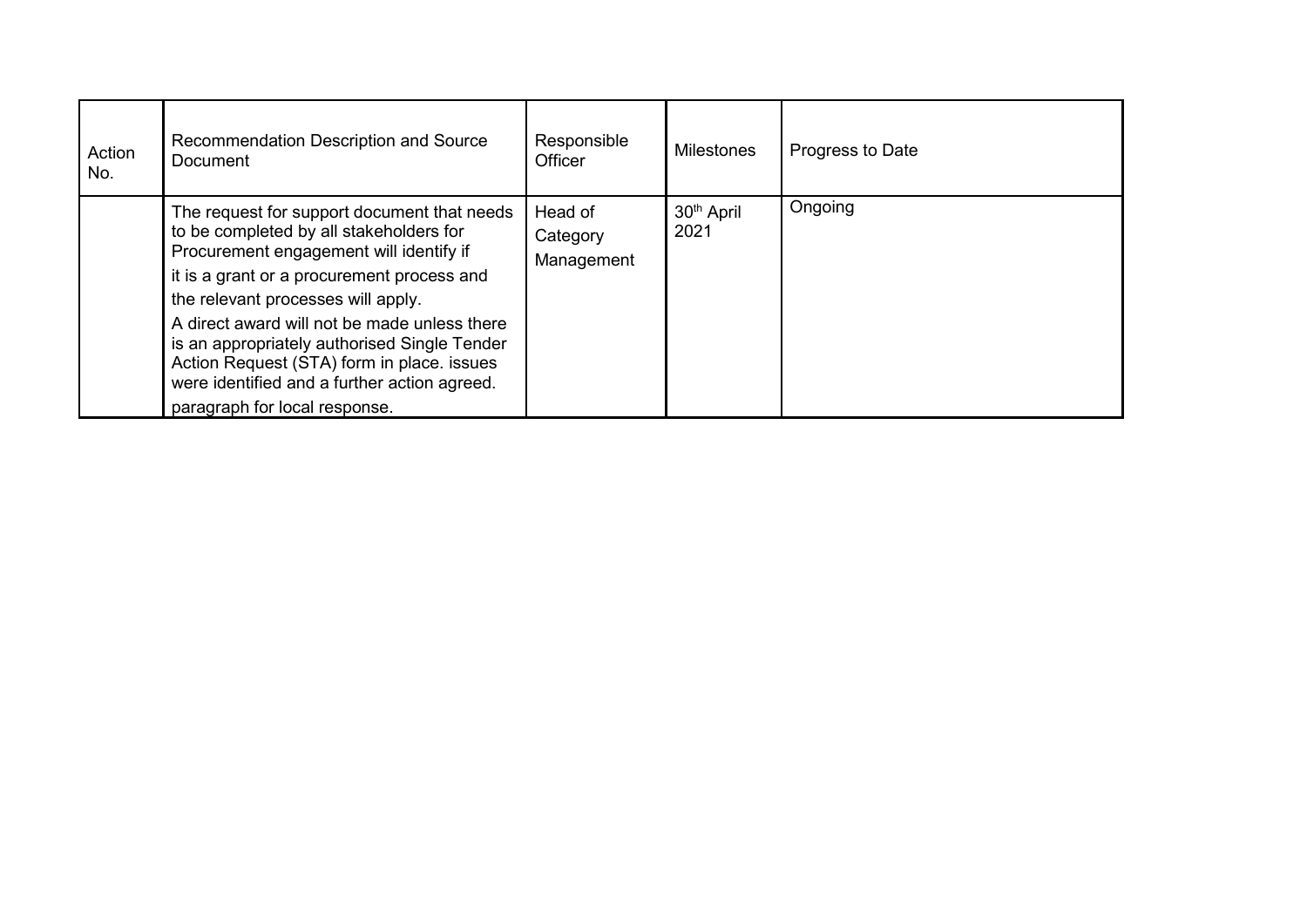| Action No. | Recommendation Description and Source Document | Responsible Officer | Milestones | Progress to Date |
|---|---|---|---|---|
| | The request for support document that needs to be completed by all stakeholders for Procurement engagement will identify if it is a grant or a procurement process and the relevant processes will apply. A direct award will not be made unless there is an appropriately authorised Single Tender Action Request (STA) form in place. issues were identified and a further action agreed. paragraph for local response. | Head of Category Management | 30th April 2021 | Ongoing |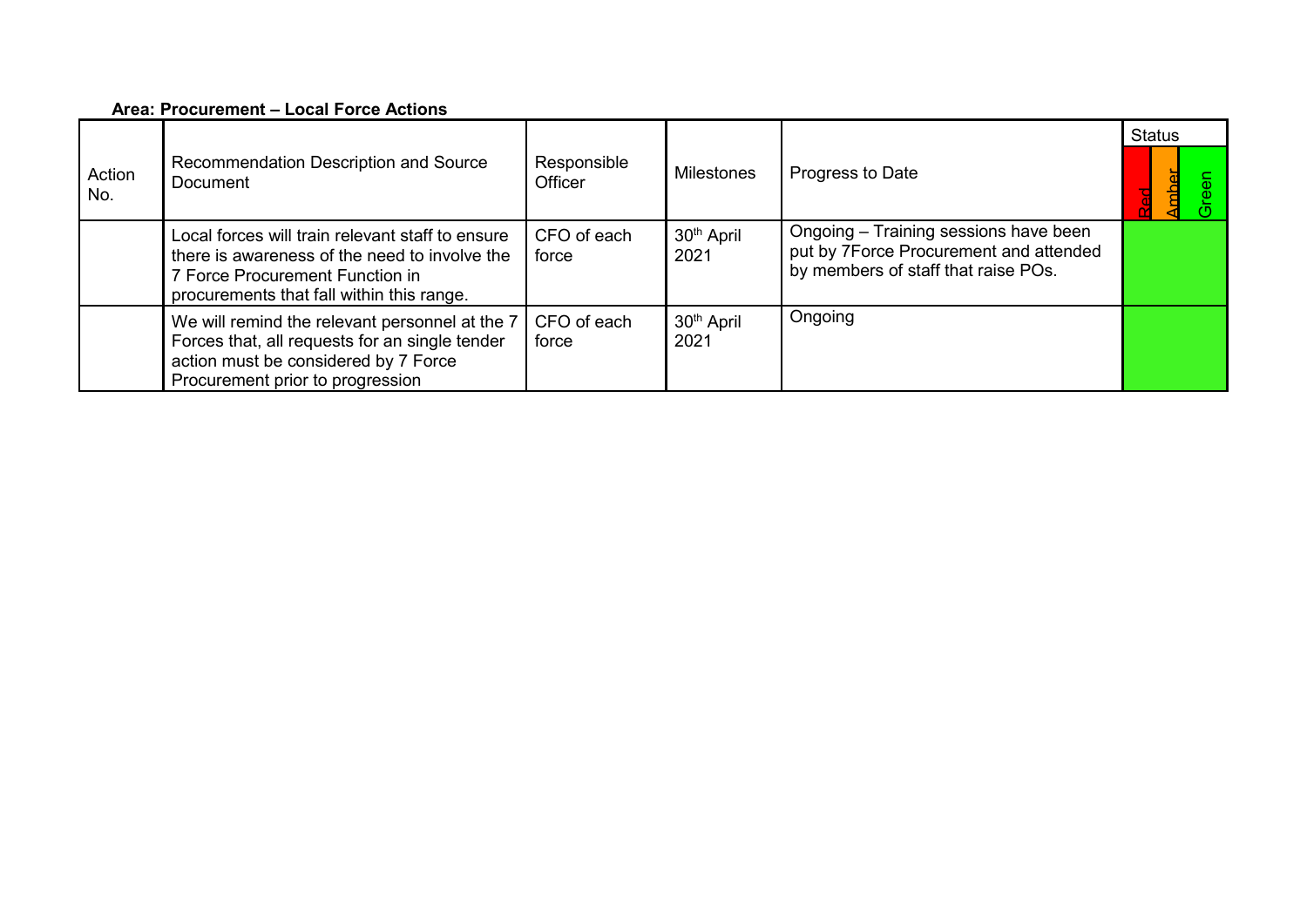**Area: Procurement – Local Force Actions**

| Action No. | Recommendation Description and Source Document | Responsible Officer | Milestones | Progress to Date | Status | | |
|---|---|---|---|---|---|---|---|
| | | | | | Red | Amber | Green |
| | Local forces will train relevant staff to ensure there is awareness of the need to involve the 7 Force Procurement Function in procurements that fall within this range. | CFO of each force | 30th April 2021 | Ongoing – Training sessions have been put by 7Force Procurement and attended by members of staff that raise POs. | | | Green |
| | We will remind the relevant personnel at the 7 Forces that, all requests for an single tender action must be considered by 7 Force Procurement prior to progression | CFO of each force | 30th April 2021 | Ongoing | | | Green |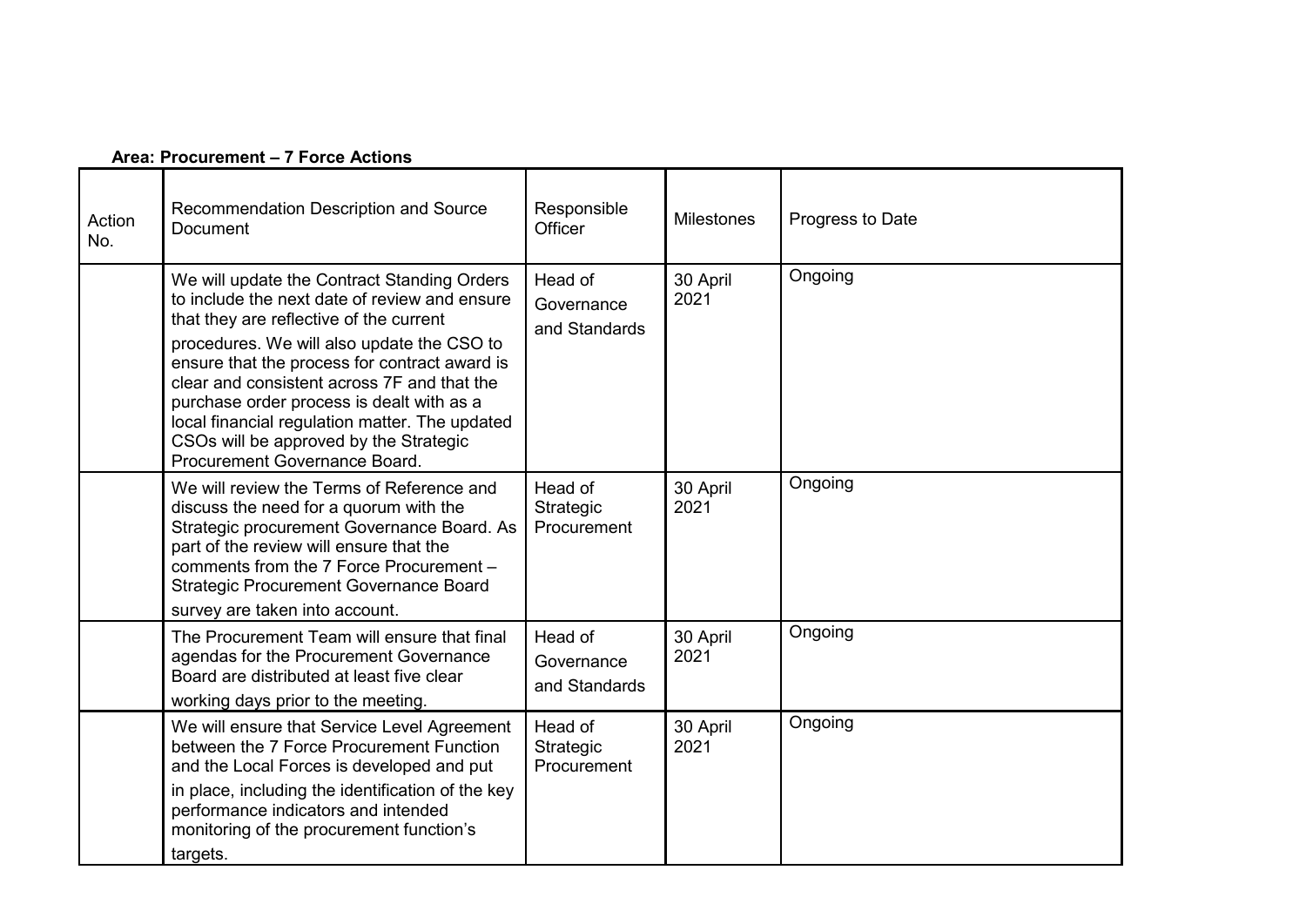**Area: Procurement – 7 Force Actions**

| Action No. | Recommendation Description and Source Document | Responsible Officer | Milestones | Progress to Date |
|---|---|---|---|---|
| | We will update the Contract Standing Orders to include the next date of review and ensure that they are reflective of the current procedures. We will also update the CSO to ensure that the process for contract award is clear and consistent across 7F and that the purchase order process is dealt with as a local financial regulation matter. The updated CSOs will be approved by the Strategic Procurement Governance Board. | Head of Governance and Standards | 30 April 2021 | Ongoing |
| | We will review the Terms of Reference and discuss the need for a quorum with the Strategic procurement Governance Board. As part of the review will ensure that the comments from the 7 Force Procurement – Strategic Procurement Governance Board survey are taken into account. | Head of Strategic Procurement | 30 April 2021 | Ongoing |
| | The Procurement Team will ensure that final agendas for the Procurement Governance Board are distributed at least five clear working days prior to the meeting. | Head of Governance and Standards | 30 April 2021 | Ongoing |
| | We will ensure that Service Level Agreement between the 7 Force Procurement Function and the Local Forces is developed and put in place, including the identification of the key performance indicators and intended monitoring of the procurement function's targets. | Head of Strategic Procurement | 30 April 2021 | Ongoing |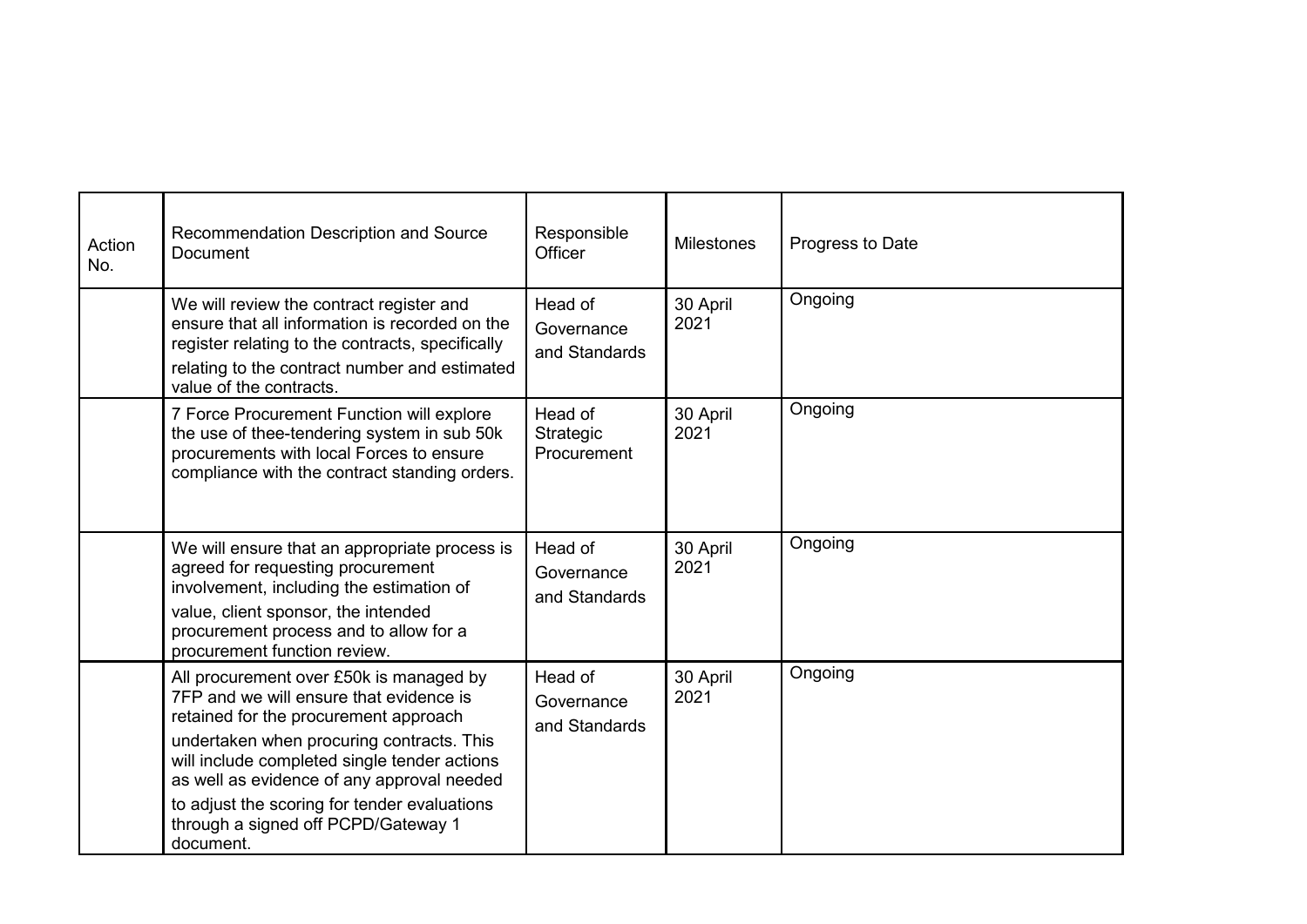| Action No. | Recommendation Description and Source Document | Responsible Officer | Milestones | Progress to Date |
|---|---|---|---|---|
| | We will review the contract register and ensure that all information is recorded on the register relating to the contracts, specifically relating to the contract number and estimated value of the contracts. | Head of Governance and Standards | 30 April 2021 | Ongoing |
| | 7 Force Procurement Function will explore the use of thee-tendering system in sub 50k procurements with local Forces to ensure compliance with the contract standing orders. | Head of Strategic Procurement | 30 April 2021 | Ongoing |
| | We will ensure that an appropriate process is agreed for requesting procurement involvement, including the estimation of value, client sponsor, the intended procurement process and to allow for a procurement function review. | Head of Governance and Standards | 30 April 2021 | Ongoing |
| | All procurement over £50k is managed by 7FP and we will ensure that evidence is retained for the procurement approach undertaken when procuring contracts. This will include completed single tender actions as well as evidence of any approval needed to adjust the scoring for tender evaluations through a signed off PCPD/Gateway 1 document. | Head of Governance and Standards | 30 April 2021 | Ongoing |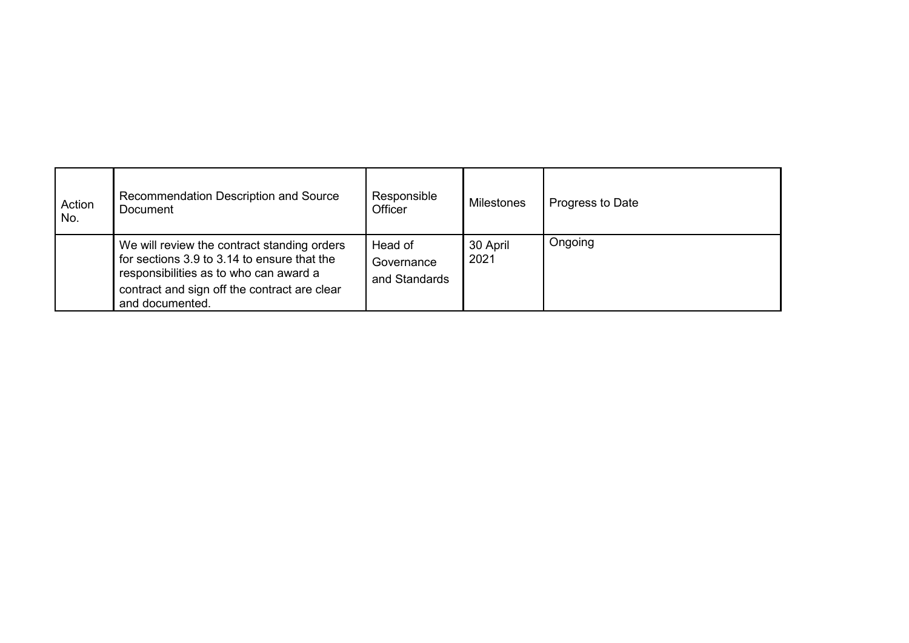| Action No. | Recommendation Description and Source Document | Responsible Officer | Milestones | Progress to Date |
|---|---|---|---|---|
| | We will review the contract standing orders for sections 3.9 to 3.14 to ensure that the responsibilities as to who can award a contract and sign off the contract are clear and documented. | Head of Governance and Standards | 30 April 2021 | Ongoing |